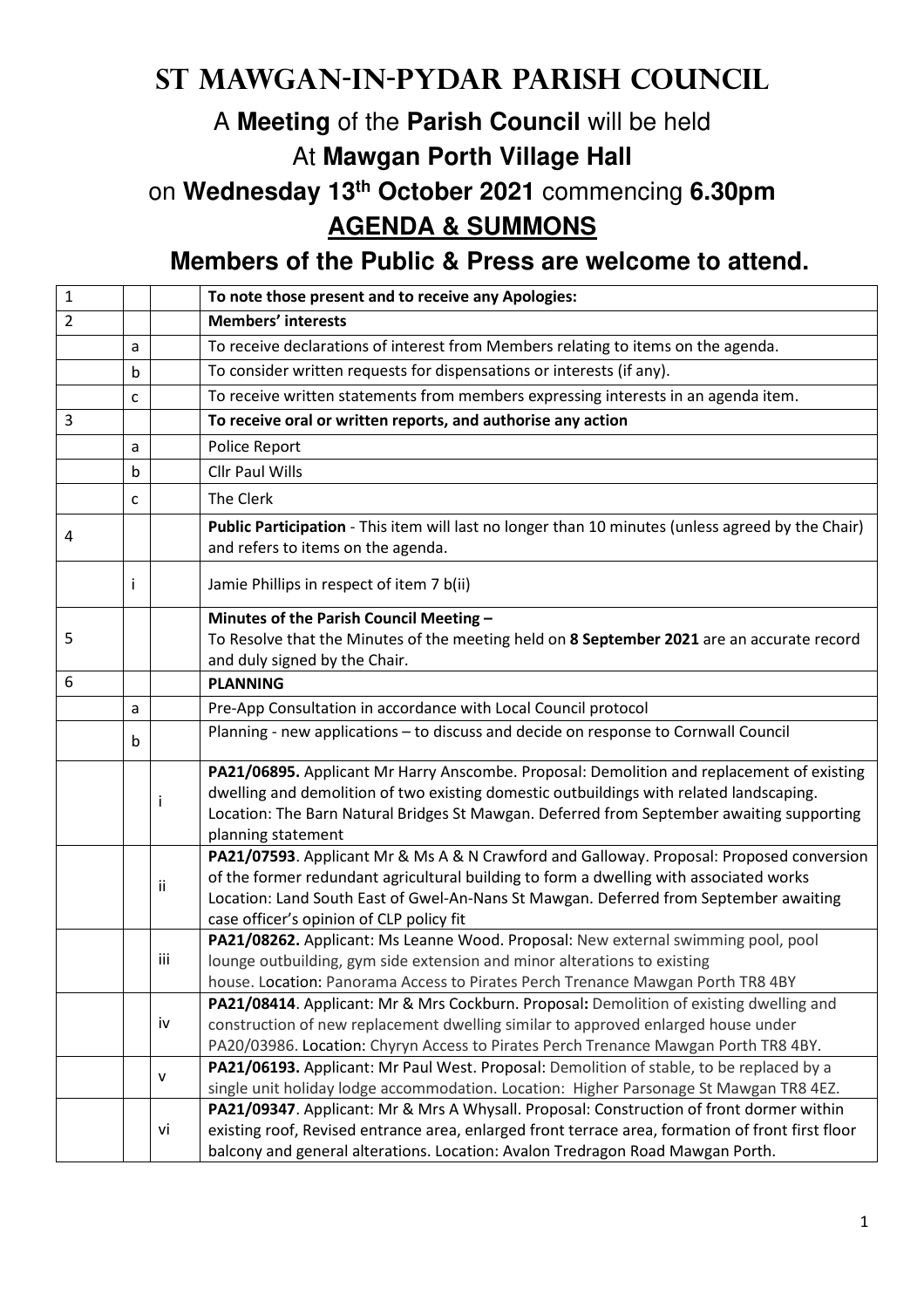# St Mawgan-in-Pydar Parish Council

## A **Meeting** of the **Parish Council** will be held

## At **Mawgan Porth Village Hall**

## on **Wednesday 13th October 2021** commencing **6.30pm**

## **AGENDA & SUMMONS**

### Members of the Public & Press are welcome to attend.

| | | | |
|---|---|---|---|
| 1 | | | **To note those present and to receive any Apologies:** |
| 2 | | | **Members' interests** |
| | a | | To receive declarations of interest from Members relating to items on the agenda. |
| | b | | To consider written requests for dispensations or interests (if any). |
| | c | | To receive written statements from members expressing interests in an agenda item. |
| 3 | | | **To receive oral or written reports, and authorise any action** |
| | a | | Police Report |
| | b | | Cllr Paul Wills |
| | c | | The Clerk |
| 4 | | | **Public Participation** - This item will last no longer than 10 minutes (unless agreed by the Chair) and refers to items on the agenda. |
| | i | | Jamie Phillips in respect of item 7 b(ii) |
| 5 | | | **Minutes of the Parish Council Meeting –** To Resolve that the Minutes of the meeting held on **8 September 2021** are an accurate record and duly signed by the Chair. |
| 6 | | | **PLANNING** |
| | a | | Pre-App Consultation in accordance with Local Council protocol |
| | b | | Planning - new applications – to discuss and decide on response to Cornwall Council |
| | | i | **PA21/06895.** Applicant Mr Harry Anscombe. Proposal: Demolition and replacement of existing dwelling and demolition of two existing domestic outbuildings with related landscaping. Location: The Barn Natural Bridges St Mawgan. Deferred from September awaiting supporting planning statement |
| | | ii | **PA21/07593**. Applicant Mr & Ms A & N Crawford and Galloway. Proposal: Proposed conversion of the former redundant agricultural building to form a dwelling with associated works Location: Land South East of Gwel-An-Nans St Mawgan. Deferred from September awaiting case officer's opinion of CLP policy fit |
| | | iii | **PA21/08262.** Applicant: Ms Leanne Wood. Proposal: New external swimming pool, pool lounge outbuilding, gym side extension and minor alterations to existing house. Location: Panorama Access to Pirates Perch Trenance Mawgan Porth TR8 4BY |
| | | iv | **PA21/08414**. Applicant: Mr & Mrs Cockburn. Proposal**:** Demolition of existing dwelling and construction of new replacement dwelling similar to approved enlarged house under PA20/03986. Location: Chyryn Access to Pirates Perch Trenance Mawgan Porth TR8 4BY. |
| | | v | **PA21/06193.** Applicant: Mr Paul West. Proposal: Demolition of stable, to be replaced by a single unit holiday lodge accommodation. Location: Higher Parsonage St Mawgan TR8 4EZ. |
| | | vi | **PA21/09347**. Applicant: Mr & Mrs A Whysall. Proposal: Construction of front dormer within existing roof, Revised entrance area, enlarged front terrace area, formation of front first floor balcony and general alterations. Location: Avalon Tredragon Road Mawgan Porth. |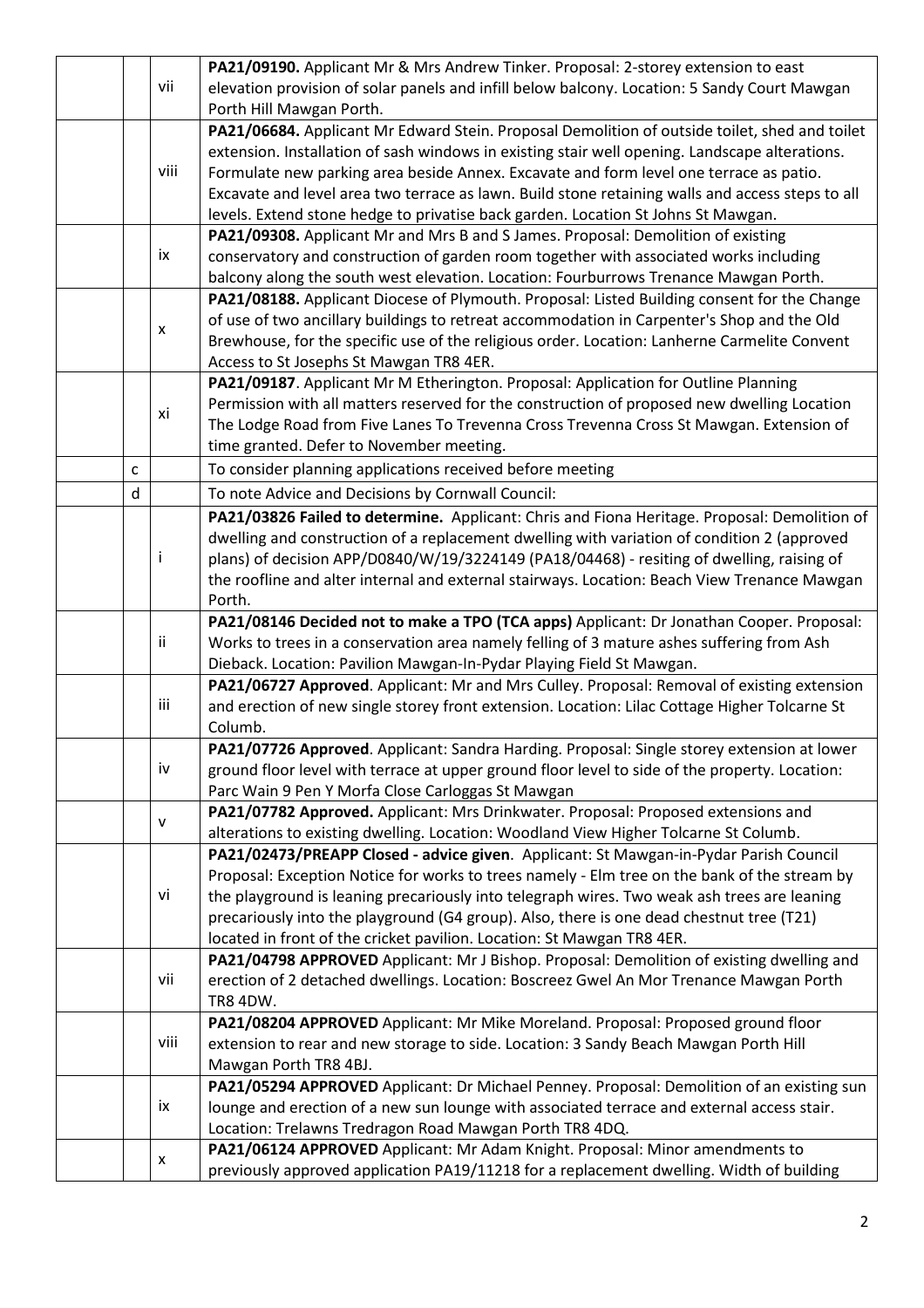| | | | |
|---|---|---|---|
| | | vii | **PA21/09190.** Applicant Mr & Mrs Andrew Tinker. Proposal: 2-storey extension to east elevation provision of solar panels and infill below balcony. Location: 5 Sandy Court Mawgan Porth Hill Mawgan Porth. |
| | | viii | **PA21/06684.** Applicant Mr Edward Stein. Proposal Demolition of outside toilet, shed and toilet extension. Installation of sash windows in existing stair well opening. Landscape alterations. Formulate new parking area beside Annex. Excavate and form level one terrace as patio. Excavate and level area two terrace as lawn. Build stone retaining walls and access steps to all levels. Extend stone hedge to privatise back garden. Location St Johns St Mawgan. |
| | | ix | **PA21/09308.** Applicant Mr and Mrs B and S James. Proposal: Demolition of existing conservatory and construction of garden room together with associated works including balcony along the south west elevation. Location: Fourburrows Trenance Mawgan Porth. |
| | | x | **PA21/08188.** Applicant Diocese of Plymouth. Proposal: Listed Building consent for the Change of use of two ancillary buildings to retreat accommodation in Carpenter's Shop and the Old Brewhouse, for the specific use of the religious order. Location: Lanherne Carmelite Convent Access to St Josephs St Mawgan TR8 4ER. |
| | | xi | **PA21/09187**. Applicant Mr M Etherington. Proposal: Application for Outline Planning Permission with all matters reserved for the construction of proposed new dwelling Location The Lodge Road from Five Lanes To Trevenna Cross Trevenna Cross St Mawgan. Extension of time granted. Defer to November meeting. |
| | c | | To consider planning applications received before meeting |
| | d | | To note Advice and Decisions by Cornwall Council: |
| | | i | **PA21/03826 Failed to determine.** Applicant: Chris and Fiona Heritage. Proposal: Demolition of dwelling and construction of a replacement dwelling with variation of condition 2 (approved plans) of decision APP/D0840/W/19/3224149 (PA18/04468) - resiting of dwelling, raising of the roofline and alter internal and external stairways. Location: Beach View Trenance Mawgan Porth. |
| | | ii | **PA21/08146 Decided not to make a TPO (TCA apps)** Applicant: Dr Jonathan Cooper. Proposal: Works to trees in a conservation area namely felling of 3 mature ashes suffering from Ash Dieback. Location: Pavilion Mawgan-In-Pydar Playing Field St Mawgan. |
| | | iii | **PA21/06727 Approved**. Applicant: Mr and Mrs Culley. Proposal: Removal of existing extension and erection of new single storey front extension. Location: Lilac Cottage Higher Tolcarne St Columb. |
| | | iv | **PA21/07726 Approved**. Applicant: Sandra Harding. Proposal: Single storey extension at lower ground floor level with terrace at upper ground floor level to side of the property. Location: Parc Wain 9 Pen Y Morfa Close Carloggas St Mawgan |
| | | v | **PA21/07782 Approved.** Applicant: Mrs Drinkwater. Proposal: Proposed extensions and alterations to existing dwelling. Location: Woodland View Higher Tolcarne St Columb. |
| | | vi | **PA21/02473/PREAPP Closed - advice given**. Applicant: St Mawgan-in-Pydar Parish Council Proposal: Exception Notice for works to trees namely - Elm tree on the bank of the stream by the playground is leaning precariously into telegraph wires. Two weak ash trees are leaning precariously into the playground (G4 group). Also, there is one dead chestnut tree (T21) located in front of the cricket pavilion. Location: St Mawgan TR8 4ER. |
| | | vii | **PA21/04798 APPROVED** Applicant: Mr J Bishop. Proposal: Demolition of existing dwelling and erection of 2 detached dwellings. Location: Boscreez Gwel An Mor Trenance Mawgan Porth TR8 4DW. |
| | | viii | **PA21/08204 APPROVED** Applicant: Mr Mike Moreland. Proposal: Proposed ground floor extension to rear and new storage to side. Location: 3 Sandy Beach Mawgan Porth Hill Mawgan Porth TR8 4BJ. |
| | | ix | **PA21/05294 APPROVED** Applicant: Dr Michael Penney. Proposal: Demolition of an existing sun lounge and erection of a new sun lounge with associated terrace and external access stair. Location: Trelawns Tredragon Road Mawgan Porth TR8 4DQ. |
| | | x | **PA21/06124 APPROVED** Applicant: Mr Adam Knight. Proposal: Minor amendments to previously approved application PA19/11218 for a replacement dwelling. Width of building |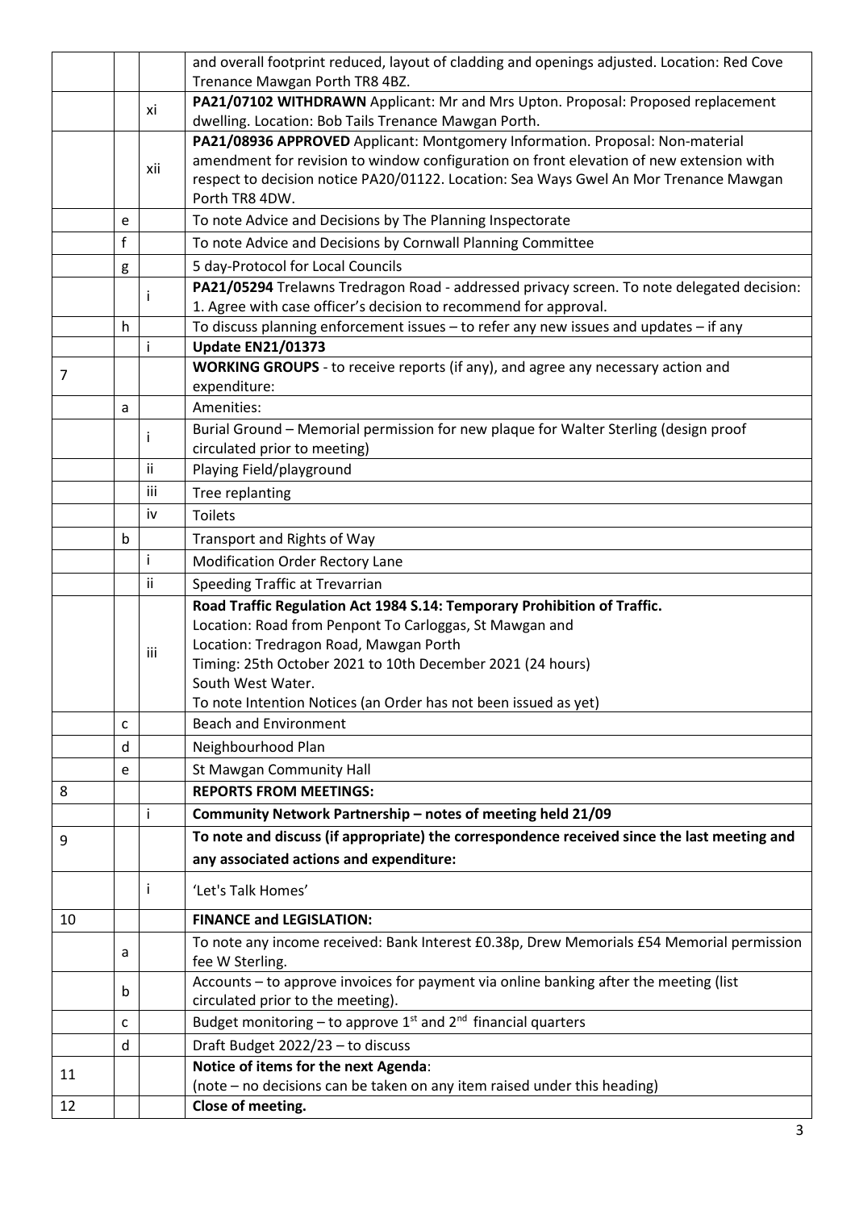| | | | |
|---|---|---|---|
| | | | and overall footprint reduced, layout of cladding and openings adjusted. Location: Red Cove Trenance Mawgan Porth TR8 4BZ. |
| | | xi | **PA21/07102 WITHDRAWN** Applicant: Mr and Mrs Upton. Proposal: Proposed replacement dwelling. Location: Bob Tails Trenance Mawgan Porth. |
| | | xii | **PA21/08936 APPROVED** Applicant: Montgomery Information. Proposal: Non-material amendment for revision to window configuration on front elevation of new extension with respect to decision notice PA20/01122. Location: Sea Ways Gwel An Mor Trenance Mawgan Porth TR8 4DW. |
| | e | | To note Advice and Decisions by The Planning Inspectorate |
| | f | | To note Advice and Decisions by Cornwall Planning Committee |
| | g | | 5 day-Protocol for Local Councils |
| | | i | **PA21/05294** Trelawns Tredragon Road - addressed privacy screen. To note delegated decision: 1. Agree with case officer's decision to recommend for approval. |
| | h | | To discuss planning enforcement issues – to refer any new issues and updates – if any |
| | | i | **Update EN21/01373** |
| 7 | | | **WORKING GROUPS** - to receive reports (if any), and agree any necessary action and expenditure: |
| | a | | Amenities: |
| | | i | Burial Ground – Memorial permission for new plaque for Walter Sterling (design proof circulated prior to meeting) |
| | | ii | Playing Field/playground |
| | | iii | Tree replanting |
| | | iv | Toilets |
| | b | | Transport and Rights of Way |
| | | i | Modification Order Rectory Lane |
| | | ii | Speeding Traffic at Trevarrian |
| | | iii | **Road Traffic Regulation Act 1984 S.14: Temporary Prohibition of Traffic.** Location: Road from Penpont To Carloggas, St Mawgan and Location: Tredragon Road, Mawgan Porth Timing: 25th October 2021 to 10th December 2021 (24 hours) South West Water. To note Intention Notices (an Order has not been issued as yet) |
| | c | | Beach and Environment |
| | d | | Neighbourhood Plan |
| | e | | St Mawgan Community Hall |
| 8 | | | **REPORTS FROM MEETINGS:** |
| | | i | **Community Network Partnership – notes of meeting held 21/09** |
| 9 | | | **To note and discuss (if appropriate) the correspondence received since the last meeting and any associated actions and expenditure:** |
| | | i | 'Let's Talk Homes' |
| 10 | | | **FINANCE and LEGISLATION:** |
| | a | | To note any income received: Bank Interest £0.38p, Drew Memorials £54 Memorial permission fee W Sterling. |
| | b | | Accounts – to approve invoices for payment via online banking after the meeting (list circulated prior to the meeting). |
| | c | | Budget monitoring – to approve 1st and 2nd financial quarters |
| | d | | Draft Budget 2022/23 – to discuss |
| 11 | | | **Notice of items for the next Agenda**: (note – no decisions can be taken on any item raised under this heading) |
| 12 | | | **Close of meeting.** |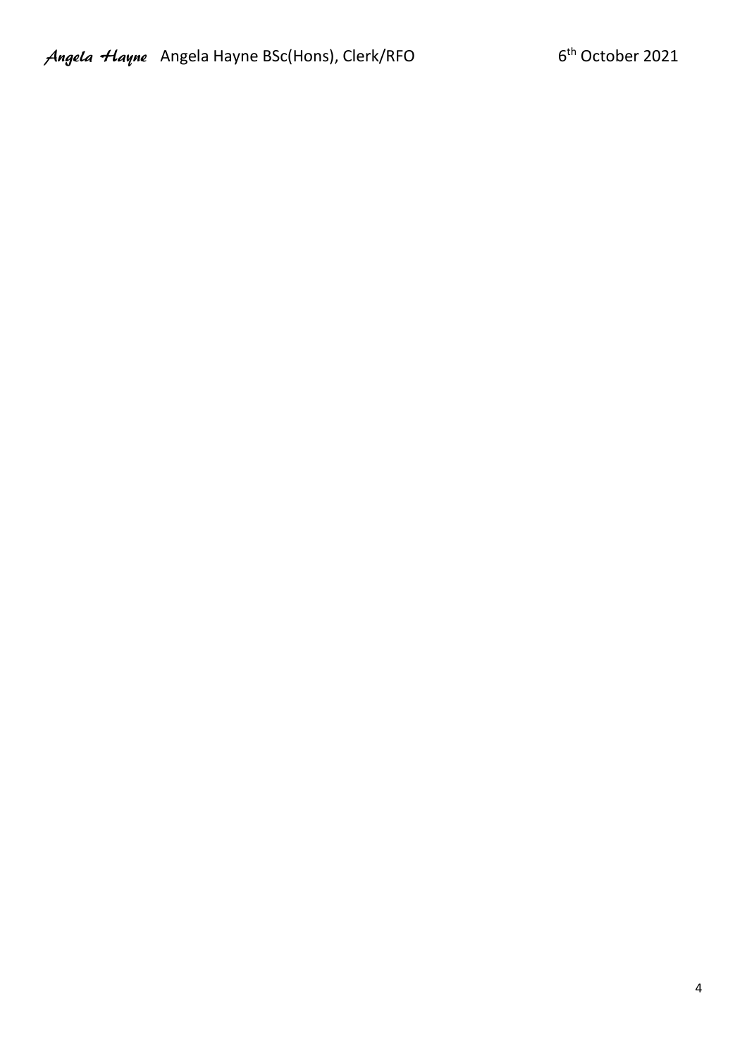*Angela Hayne* Angela Hayne BSc(Hons), Clerk/RFO 6th October 2021